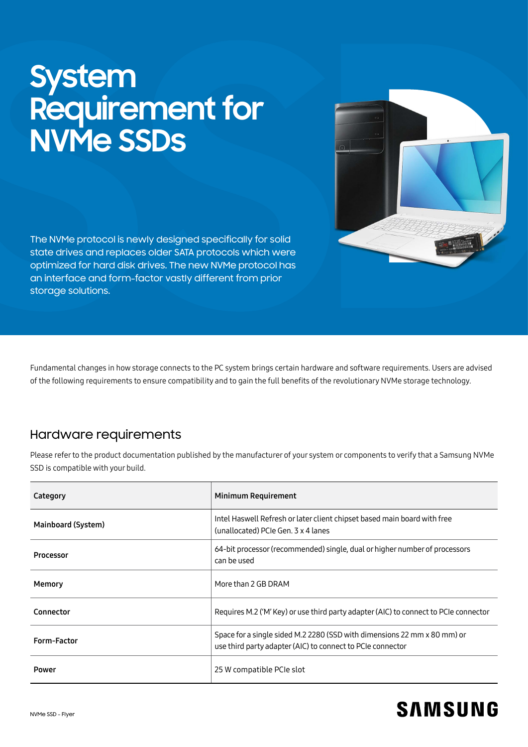# System Requirement for NVMe SSDs

The NVMe protocol is newly designed specifically for solid state drives and replaces older SATA protocols which were optimized for hard disk drives. The new NVMe protocol has an interface and form-factor vastly different from prior storage solutions.

Fundamental changes in how storage connects to the PC system brings certain hardware and software requirements. Users are advised of the following requirements to ensure compatibility and to gain the full benefits of the revolutionary NVMe storage technology.

## Hardware requirements

Please refer to the product documentation published by the manufacturer of your system or components to verify that a Samsung NVMe SSD is compatible with your build.

| Category | Minimum Requirement |
|---|---|
| **Mainboard (System)** | Intel Haswell Refresh or later client chipset based main board with free (unallocated) PCIe Gen. 3 x 4 lanes |
| **Processor** | 64-bit processor (recommended) single, dual or higher number of processors can be used |
| **Memory** | More than 2 GB DRAM |
| **Connector** | Requires M.2 ('M' Key) or use third party adapter (AIC) to connect to PCIe connector |
| **Form-Factor** | Space for a single sided M.2 2280 (SSD with dimensions 22 mm x 80 mm) or use third party adapter (AIC) to connect to PCIe connector |
| **Power** | 25 W compatible PCIe slot |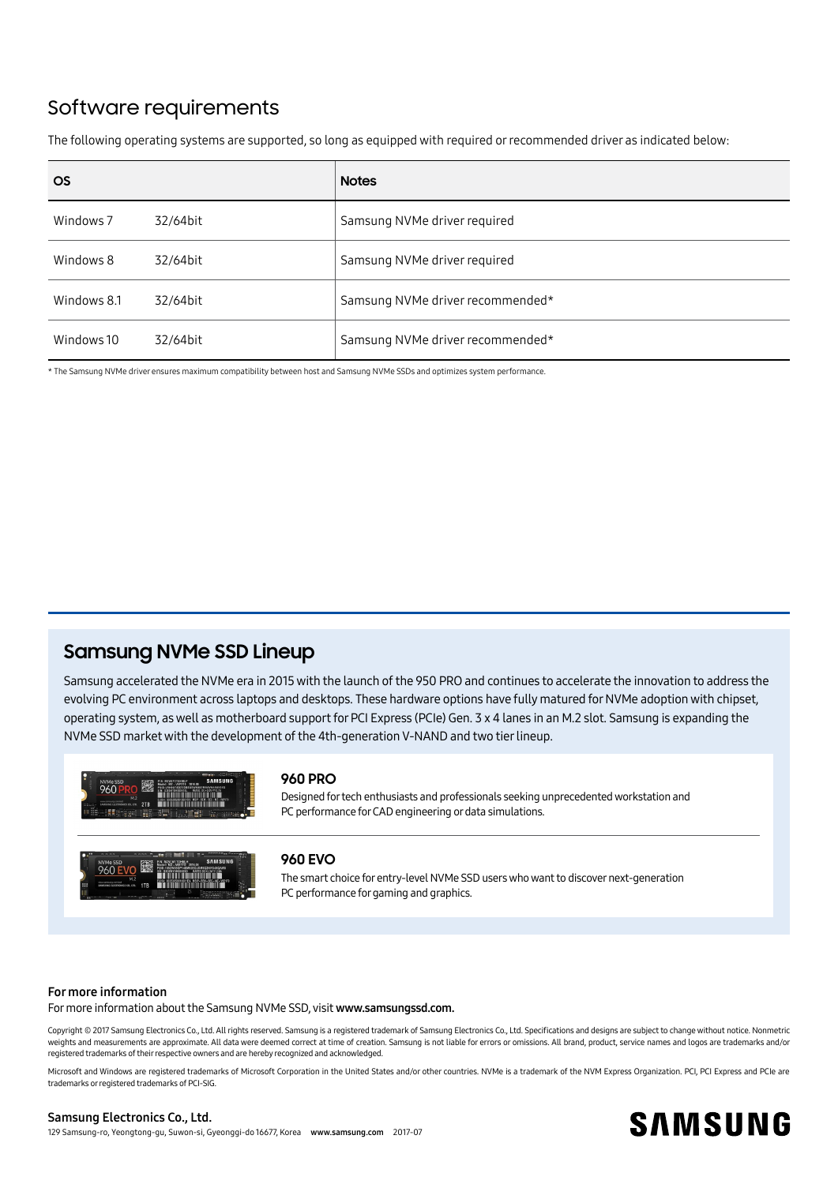## Software requirements

The following operating systems are supported, so long as equipped with required or recommended driver as indicated below:

| OS | | Notes |
|---|---|---|
| Windows 7 | 32/64bit | Samsung NVMe driver required |
| Windows 8 | 32/64bit | Samsung NVMe driver required |
| Windows 8.1 | 32/64bit | Samsung NVMe driver recommended* |
| Windows 10 | 32/64bit | Samsung NVMe driver recommended* |

* The Samsung NVMe driver ensures maximum compatibility between host and Samsung NVMe SSDs and optimizes system performance.

## Samsung NVMe SSD Lineup

Samsung accelerated the NVMe era in 2015 with the launch of the 950 PRO and continues to accelerate the innovation to address the evolving PC environment across laptops and desktops. These hardware options have fully matured for NVMe adoption with chipset, operating system, as well as motherboard support for PCI Express (PCIe) Gen. 3 x 4 lanes in an M.2 slot. Samsung is expanding the NVMe SSD market with the development of the 4th-generation V-NAND and two tier lineup.

### 960 PRO

Designed for tech enthusiasts and professionals seeking unprecedented workstation and PC performance for CAD engineering or data simulations.

### 960 EVO

The smart choice for entry-level NVMe SSD users who want to discover next-generation PC performance for gaming and graphics.

**For more information**

For more information about the Samsung NVMe SSD, visit **www.samsungssd.com.**

Copyright © 2017 Samsung Electronics Co., Ltd. All rights reserved. Samsung is a registered trademark of Samsung Electronics Co., Ltd. Specifications and designs are subject to change without notice. Nonmetric weights and measurements are approximate. All data were deemed correct at time of creation. Samsung is not liable for errors or omissions. All brand, product, service names and logos are trademarks and/or registered trademarks of their respective owners and are hereby recognized and acknowledged.

Microsoft and Windows are registered trademarks of Microsoft Corporation in the United States and/or other countries. NVMe is a trademark of the NVM Express Organization. PCI, PCI Express and PCIe are trademarks or registered trademarks of PCI-SIG.

**Samsung Electronics Co., Ltd.**

129 Samsung-ro, Yeongtong-gu, Suwon-si, Gyeonggi-do 16677, Korea **www.samsung.com** 2017-07

SAMSUNG